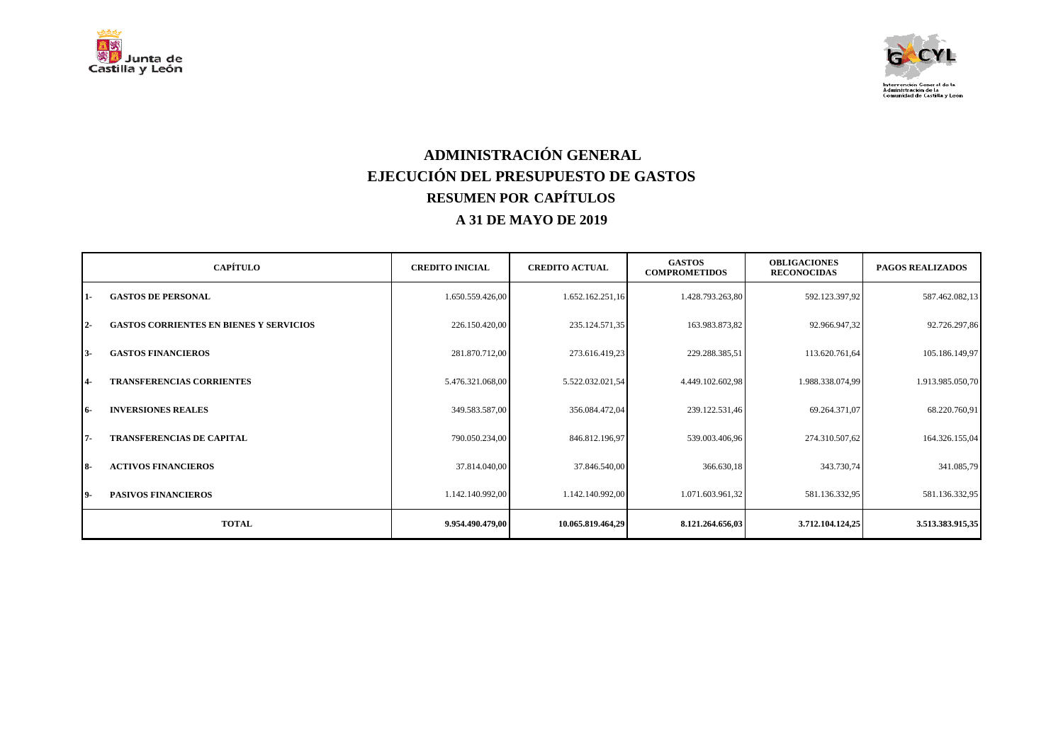# ADMINISTRACIÓN GENERAL
# EJECUCIÓN DEL PRESUPUESTO DE GASTOS
## RESUMEN POR CAPÍTULOS
## A 31 DE MAYO DE 2019

| CAPÍTULO | CREDITO INICIAL | CREDITO ACTUAL | GASTOS COMPROMETIDOS | OBLIGACIONES RECONOCIDAS | PAGOS REALIZADOS |
|---|---|---|---|---|---|
| **1- GASTOS DE PERSONAL** | 1.650.559.426,00 | 1.652.162.251,16 | 1.428.793.263,80 | 592.123.397,92 | 587.462.082,13 |
| **2- GASTOS CORRIENTES EN BIENES Y SERVICIOS** | 226.150.420,00 | 235.124.571,35 | 163.983.873,82 | 92.966.947,32 | 92.726.297,86 |
| **3- GASTOS FINANCIEROS** | 281.870.712,00 | 273.616.419,23 | 229.288.385,51 | 113.620.761,64 | 105.186.149,97 |
| **4- TRANSFERENCIAS CORRIENTES** | 5.476.321.068,00 | 5.522.032.021,54 | 4.449.102.602,98 | 1.988.338.074,99 | 1.913.985.050,70 |
| **6- INVERSIONES REALES** | 349.583.587,00 | 356.084.472,04 | 239.122.531,46 | 69.264.371,07 | 68.220.760,91 |
| **7- TRANSFERENCIAS DE CAPITAL** | 790.050.234,00 | 846.812.196,97 | 539.003.406,96 | 274.310.507,62 | 164.326.155,04 |
| **8- ACTIVOS FINANCIEROS** | 37.814.040,00 | 37.846.540,00 | 366.630,18 | 343.730,74 | 341.085,79 |
| **9- PASIVOS FINANCIEROS** | 1.142.140.992,00 | 1.142.140.992,00 | 1.071.603.961,32 | 581.136.332,95 | 581.136.332,95 |
| **TOTAL** | **9.954.490.479,00** | **10.065.819.464,29** | **8.121.264.656,03** | **3.712.104.124,25** | **3.513.383.915,35** |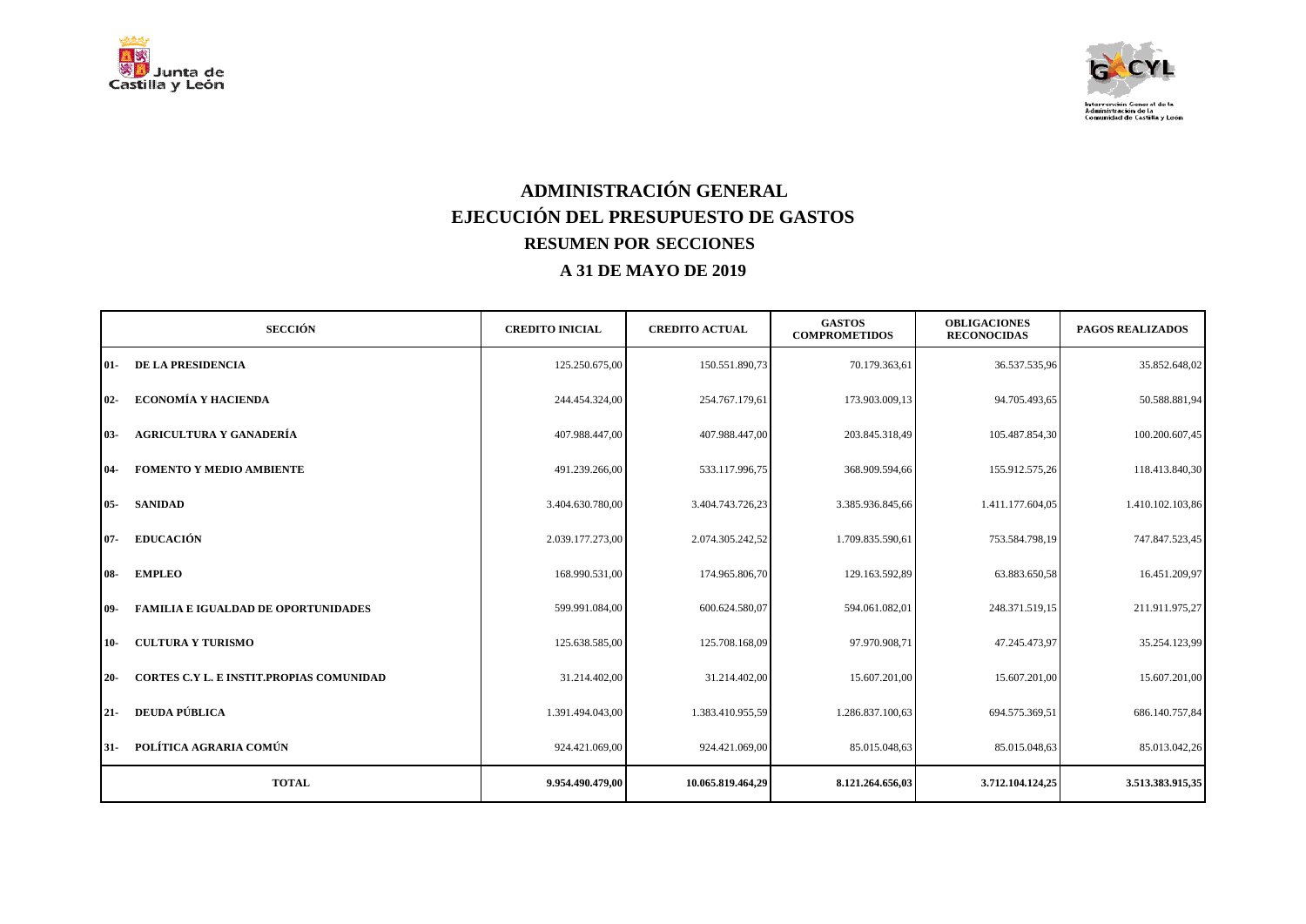# ADMINISTRACIÓN GENERAL
## EJECUCIÓN DEL PRESUPUESTO DE GASTOS
### RESUMEN POR SECCIONES
### A 31 DE MAYO DE 2019

| SECCIÓN | | CREDITO INICIAL | CREDITO ACTUAL | GASTOS COMPROMETIDOS | OBLIGACIONES RECONOCIDAS | PAGOS REALIZADOS |
|---|---|---|---|---|---|---|
| 01- | DE LA PRESIDENCIA | 125.250.675,00 | 150.551.890,73 | 70.179.363,61 | 36.537.535,96 | 35.852.648,02 |
| 02- | ECONOMÍA Y HACIENDA | 244.454.324,00 | 254.767.179,61 | 173.903.009,13 | 94.705.493,65 | 50.588.881,94 |
| 03- | AGRICULTURA Y GANADERÍA | 407.988.447,00 | 407.988.447,00 | 203.845.318,49 | 105.487.854,30 | 100.200.607,45 |
| 04- | FOMENTO Y MEDIO AMBIENTE | 491.239.266,00 | 533.117.996,75 | 368.909.594,66 | 155.912.575,26 | 118.413.840,30 |
| 05- | SANIDAD | 3.404.630.780,00 | 3.404.743.726,23 | 3.385.936.845,66 | 1.411.177.604,05 | 1.410.102.103,86 |
| 07- | EDUCACIÓN | 2.039.177.273,00 | 2.074.305.242,52 | 1.709.835.590,61 | 753.584.798,19 | 747.847.523,45 |
| 08- | EMPLEO | 168.990.531,00 | 174.965.806,70 | 129.163.592,89 | 63.883.650,58 | 16.451.209,97 |
| 09- | FAMILIA E IGUALDAD DE OPORTUNIDADES | 599.991.084,00 | 600.624.580,07 | 594.061.082,01 | 248.371.519,15 | 211.911.975,27 |
| 10- | CULTURA Y TURISMO | 125.638.585,00 | 125.708.168,09 | 97.970.908,71 | 47.245.473,97 | 35.254.123,99 |
| 20- | CORTES C.Y L. E INSTIT.PROPIAS COMUNIDAD | 31.214.402,00 | 31.214.402,00 | 15.607.201,00 | 15.607.201,00 | 15.607.201,00 |
| 21- | DEUDA PÚBLICA | 1.391.494.043,00 | 1.383.410.955,59 | 1.286.837.100,63 | 694.575.369,51 | 686.140.757,84 |
| 31- | POLÍTICA AGRARIA COMÚN | 924.421.069,00 | 924.421.069,00 | 85.015.048,63 | 85.015.048,63 | 85.013.042,26 |
| **TOTAL** | | **9.954.490.479,00** | **10.065.819.464,29** | **8.121.264.656,03** | **3.712.104.124,25** | **3.513.383.915,35** |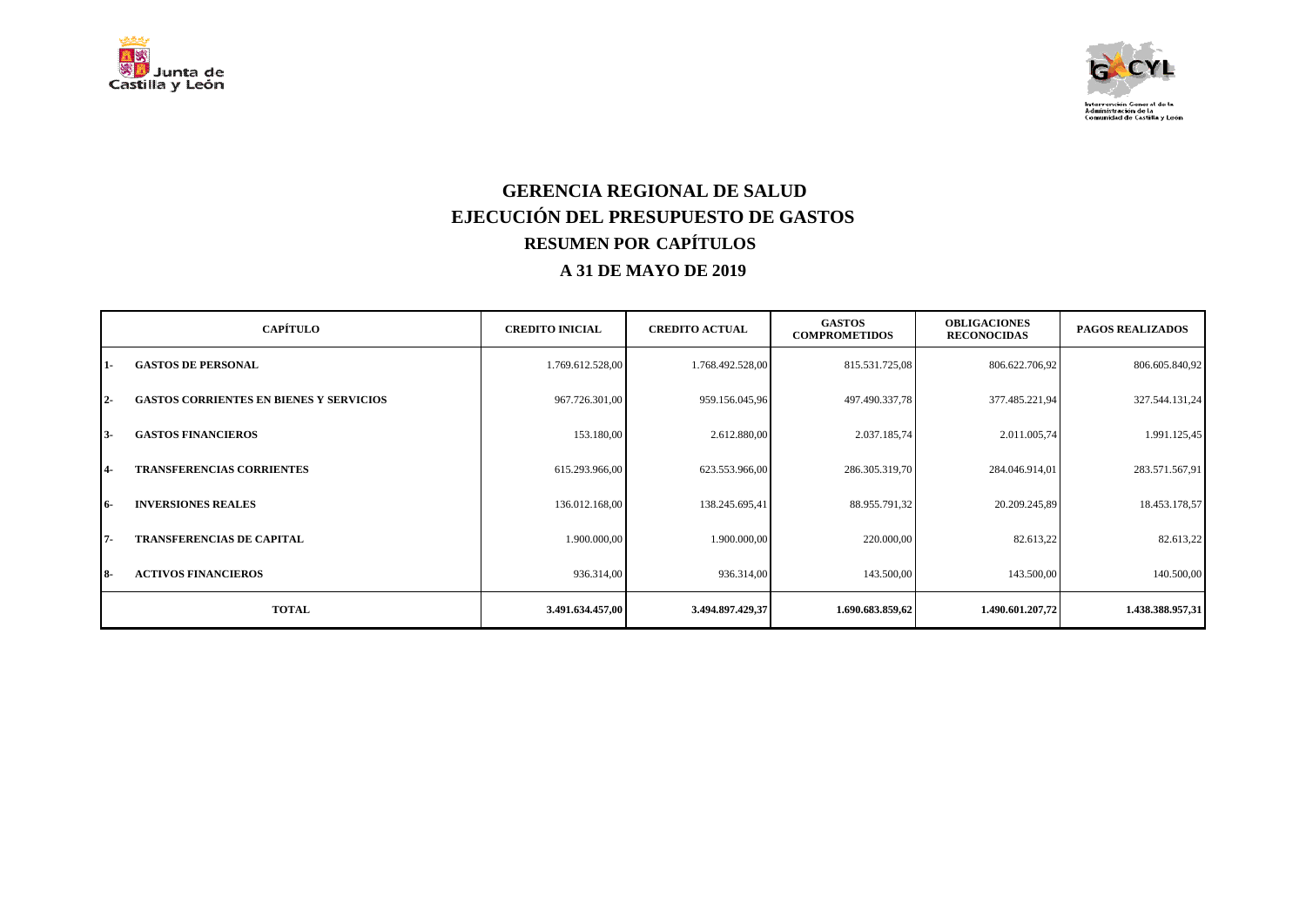# GERENCIA REGIONAL DE SALUD

## EJECUCIÓN DEL PRESUPUESTO DE GASTOS

### RESUMEN POR CAPÍTULOS

### A 31 DE MAYO DE 2019

| CAPÍTULO | | CREDITO INICIAL | CREDITO ACTUAL | GASTOS COMPROMETIDOS | OBLIGACIONES RECONOCIDAS | PAGOS REALIZADOS |
|---|---|---|---|---|---|---|
| 1- | **GASTOS DE PERSONAL** | 1.769.612.528,00 | 1.768.492.528,00 | 815.531.725,08 | 806.622.706,92 | 806.605.840,92 |
| 2- | **GASTOS CORRIENTES EN BIENES Y SERVICIOS** | 967.726.301,00 | 959.156.045,96 | 497.490.337,78 | 377.485.221,94 | 327.544.131,24 |
| 3- | **GASTOS FINANCIEROS** | 153.180,00 | 2.612.880,00 | 2.037.185,74 | 2.011.005,74 | 1.991.125,45 |
| 4- | **TRANSFERENCIAS CORRIENTES** | 615.293.966,00 | 623.553.966,00 | 286.305.319,70 | 284.046.914,01 | 283.571.567,91 |
| 6- | **INVERSIONES REALES** | 136.012.168,00 | 138.245.695,41 | 88.955.791,32 | 20.209.245,89 | 18.453.178,57 |
| 7- | **TRANSFERENCIAS DE CAPITAL** | 1.900.000,00 | 1.900.000,00 | 220.000,00 | 82.613,22 | 82.613,22 |
| 8- | **ACTIVOS FINANCIEROS** | 936.314,00 | 936.314,00 | 143.500,00 | 143.500,00 | 140.500,00 |
| **TOTAL** | | **3.491.634.457,00** | **3.494.897.429,37** | **1.690.683.859,62** | **1.490.601.207,72** | **1.438.388.957,31** |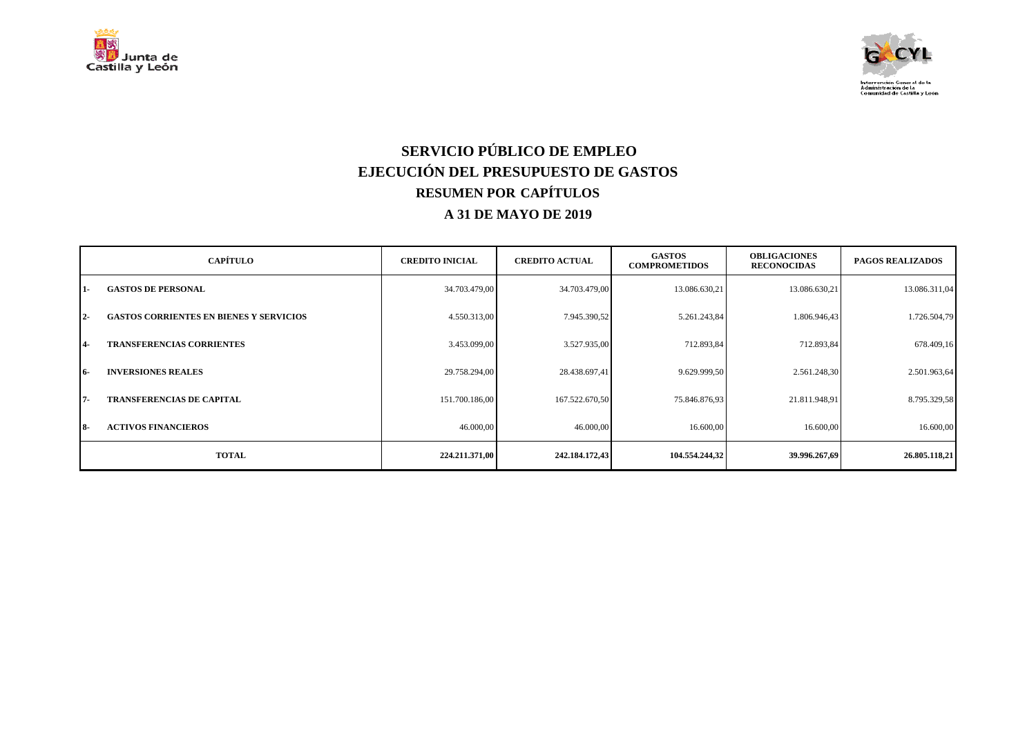# SERVICIO PÚBLICO DE EMPLEO
# EJECUCIÓN DEL PRESUPUESTO DE GASTOS
## RESUMEN POR CAPÍTULOS
## A 31 DE MAYO DE 2019

| CAPÍTULO | | CREDITO INICIAL | CREDITO ACTUAL | GASTOS COMPROMETIDOS | OBLIGACIONES RECONOCIDAS | PAGOS REALIZADOS |
|---|---|---|---|---|---|---|
| 1- | GASTOS DE PERSONAL | 34.703.479,00 | 34.703.479,00 | 13.086.630,21 | 13.086.630,21 | 13.086.311,04 |
| 2- | GASTOS CORRIENTES EN BIENES Y SERVICIOS | 4.550.313,00 | 7.945.390,52 | 5.261.243,84 | 1.806.946,43 | 1.726.504,79 |
| 4- | TRANSFERENCIAS CORRIENTES | 3.453.099,00 | 3.527.935,00 | 712.893,84 | 712.893,84 | 678.409,16 |
| 6- | INVERSIONES REALES | 29.758.294,00 | 28.438.697,41 | 9.629.999,50 | 2.561.248,30 | 2.501.963,64 |
| 7- | TRANSFERENCIAS DE CAPITAL | 151.700.186,00 | 167.522.670,50 | 75.846.876,93 | 21.811.948,91 | 8.795.329,58 |
| 8- | ACTIVOS FINANCIEROS | 46.000,00 | 46.000,00 | 16.600,00 | 16.600,00 | 16.600,00 |
| **TOTAL** | | **224.211.371,00** | **242.184.172,43** | **104.554.244,32** | **39.996.267,69** | **26.805.118,21** |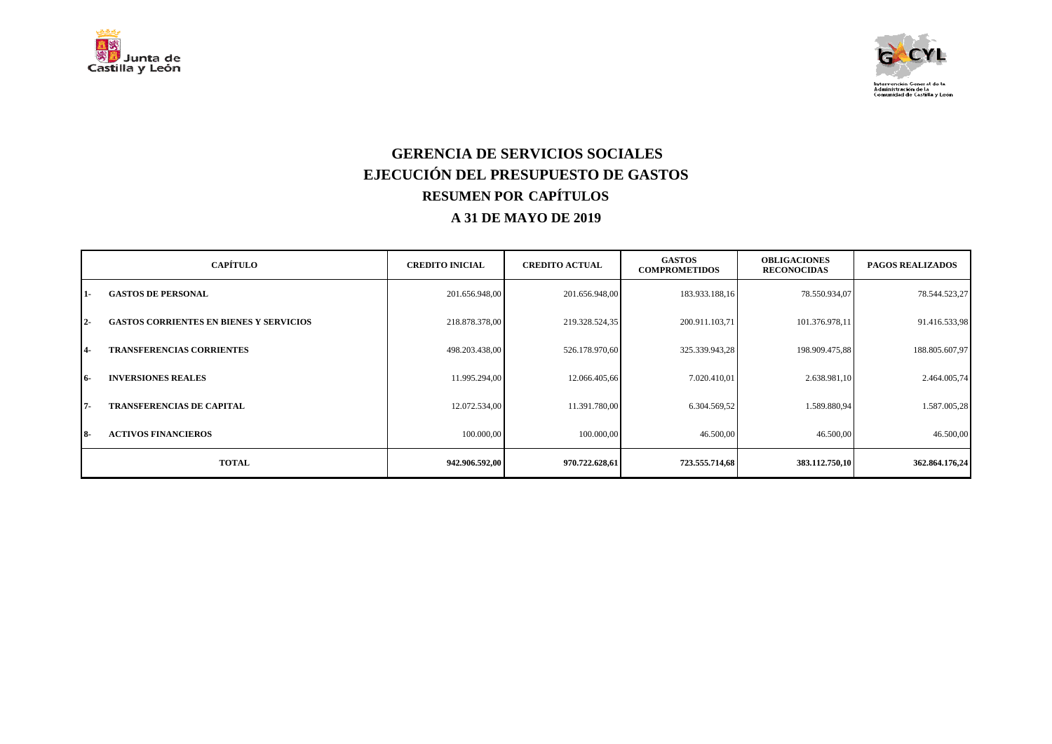# GERENCIA DE SERVICIOS SOCIALES

## EJECUCIÓN DEL PRESUPUESTO DE GASTOS

### RESUMEN POR CAPÍTULOS

### A 31 DE MAYO DE 2019

| | CAPÍTULO | CREDITO INICIAL | CREDITO ACTUAL | GASTOS COMPROMETIDOS | OBLIGACIONES RECONOCIDAS | PAGOS REALIZADOS |
|---|---|---|---|---|---|---|
| 1- | GASTOS DE PERSONAL | 201.656.948,00 | 201.656.948,00 | 183.933.188,16 | 78.550.934,07 | 78.544.523,27 |
| 2- | GASTOS CORRIENTES EN BIENES Y SERVICIOS | 218.878.378,00 | 219.328.524,35 | 200.911.103,71 | 101.376.978,11 | 91.416.533,98 |
| 4- | TRANSFERENCIAS CORRIENTES | 498.203.438,00 | 526.178.970,60 | 325.339.943,28 | 198.909.475,88 | 188.805.607,97 |
| 6- | INVERSIONES REALES | 11.995.294,00 | 12.066.405,66 | 7.020.410,01 | 2.638.981,10 | 2.464.005,74 |
| 7- | TRANSFERENCIAS DE CAPITAL | 12.072.534,00 | 11.391.780,00 | 6.304.569,52 | 1.589.880,94 | 1.587.005,28 |
| 8- | ACTIVOS FINANCIEROS | 100.000,00 | 100.000,00 | 46.500,00 | 46.500,00 | 46.500,00 |
| | **TOTAL** | **942.906.592,00** | **970.722.628,61** | **723.555.714,68** | **383.112.750,10** | **362.864.176,24** |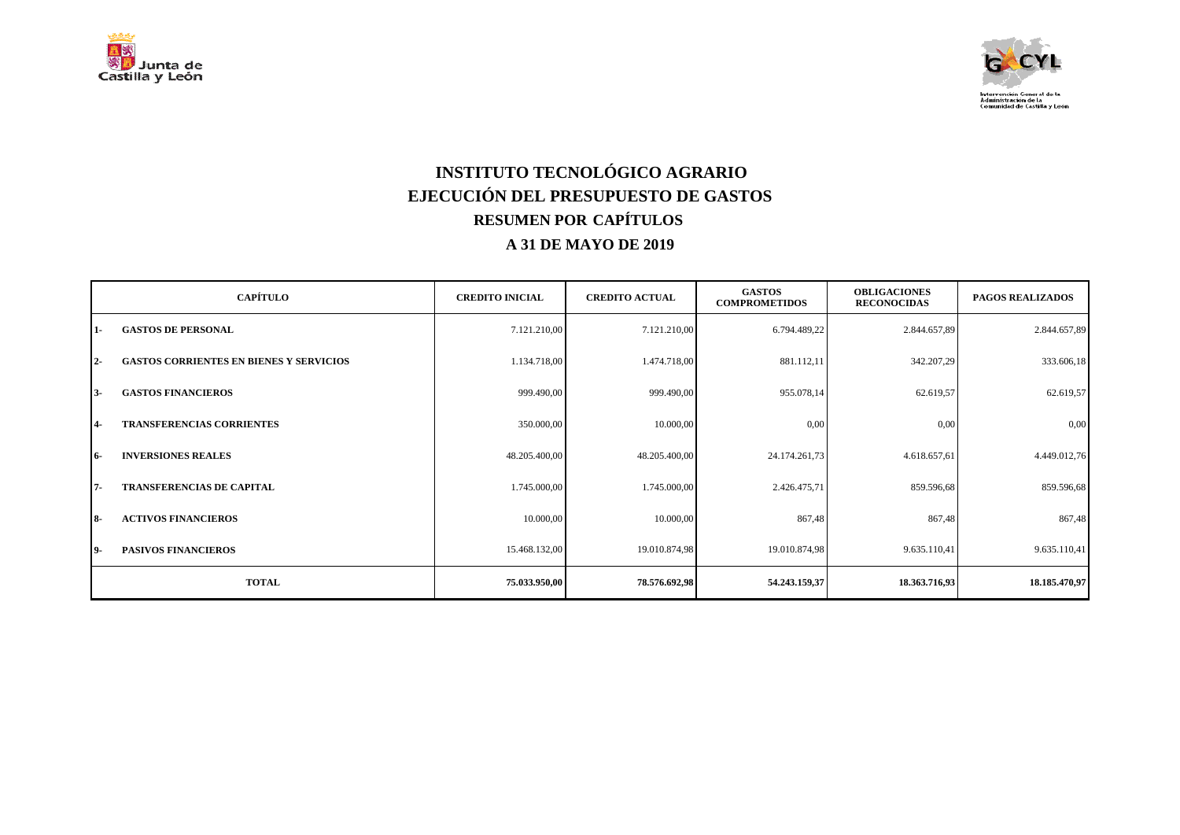# INSTITUTO TECNOLÓGICO AGRARIO
## EJECUCIÓN DEL PRESUPUESTO DE GASTOS
### RESUMEN POR CAPÍTULOS
### A 31 DE MAYO DE 2019

| CAPÍTULO | | CREDITO INICIAL | CREDITO ACTUAL | GASTOS COMPROMETIDOS | OBLIGACIONES RECONOCIDAS | PAGOS REALIZADOS |
|---|---|---|---|---|---|---|
| 1- | GASTOS DE PERSONAL | 7.121.210,00 | 7.121.210,00 | 6.794.489,22 | 2.844.657,89 | 2.844.657,89 |
| 2- | GASTOS CORRIENTES EN BIENES Y SERVICIOS | 1.134.718,00 | 1.474.718,00 | 881.112,11 | 342.207,29 | 333.606,18 |
| 3- | GASTOS FINANCIEROS | 999.490,00 | 999.490,00 | 955.078,14 | 62.619,57 | 62.619,57 |
| 4- | TRANSFERENCIAS CORRIENTES | 350.000,00 | 10.000,00 | 0,00 | 0,00 | 0,00 |
| 6- | INVERSIONES REALES | 48.205.400,00 | 48.205.400,00 | 24.174.261,73 | 4.618.657,61 | 4.449.012,76 |
| 7- | TRANSFERENCIAS DE CAPITAL | 1.745.000,00 | 1.745.000,00 | 2.426.475,71 | 859.596,68 | 859.596,68 |
| 8- | ACTIVOS FINANCIEROS | 10.000,00 | 10.000,00 | 867,48 | 867,48 | 867,48 |
| 9- | PASIVOS FINANCIEROS | 15.468.132,00 | 19.010.874,98 | 19.010.874,98 | 9.635.110,41 | 9.635.110,41 |
| **TOTAL** | | **75.033.950,00** | **78.576.692,98** | **54.243.159,37** | **18.363.716,93** | **18.185.470,97** |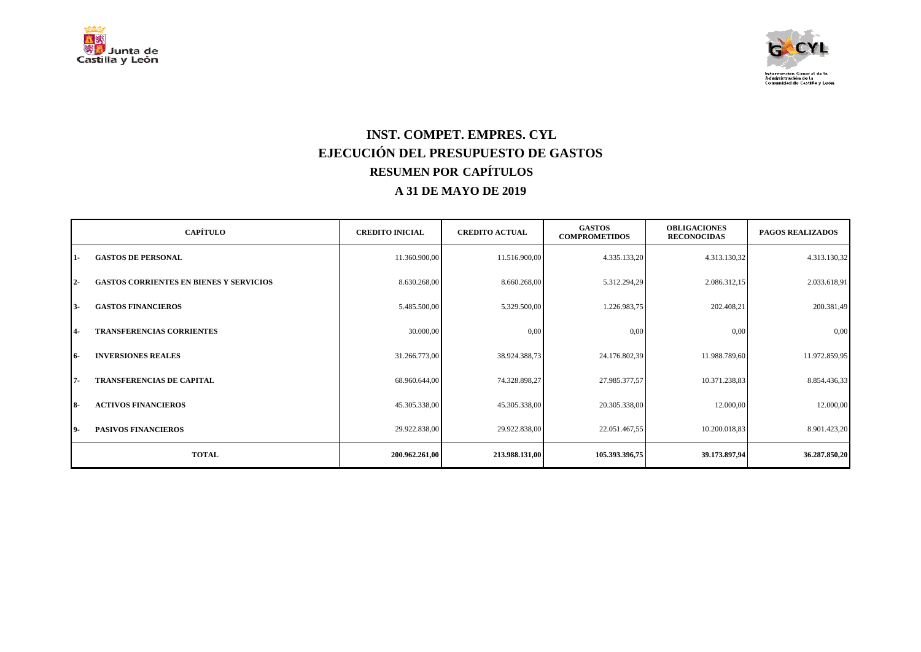# INST. COMPET. EMPRES. CYL

# EJECUCIÓN DEL PRESUPUESTO DE GASTOS

## RESUMEN POR CAPÍTULOS

## A 31 DE MAYO DE 2019

| CAPÍTULO | | CREDITO INICIAL | CREDITO ACTUAL | GASTOS COMPROMETIDOS | OBLIGACIONES RECONOCIDAS | PAGOS REALIZADOS |
|---|---|---|---|---|---|---|
| 1- | GASTOS DE PERSONAL | 11.360.900,00 | 11.516.900,00 | 4.335.133,20 | 4.313.130,32 | 4.313.130,32 |
| 2- | GASTOS CORRIENTES EN BIENES Y SERVICIOS | 8.630.268,00 | 8.660.268,00 | 5.312.294,29 | 2.086.312,15 | 2.033.618,91 |
| 3- | GASTOS FINANCIEROS | 5.485.500,00 | 5.329.500,00 | 1.226.983,75 | 202.408,21 | 200.381,49 |
| 4- | TRANSFERENCIAS CORRIENTES | 30.000,00 | 0,00 | 0,00 | 0,00 | 0,00 |
| 6- | INVERSIONES REALES | 31.266.773,00 | 38.924.388,73 | 24.176.802,39 | 11.988.789,60 | 11.972.859,95 |
| 7- | TRANSFERENCIAS DE CAPITAL | 68.960.644,00 | 74.328.898,27 | 27.985.377,57 | 10.371.238,83 | 8.854.436,33 |
| 8- | ACTIVOS FINANCIEROS | 45.305.338,00 | 45.305.338,00 | 20.305.338,00 | 12.000,00 | 12.000,00 |
| 9- | PASIVOS FINANCIEROS | 29.922.838,00 | 29.922.838,00 | 22.051.467,55 | 10.200.018,83 | 8.901.423,20 |
| **TOTAL** | | **200.962.261,00** | **213.988.131,00** | **105.393.396,75** | **39.173.897,94** | **36.287.850,20** |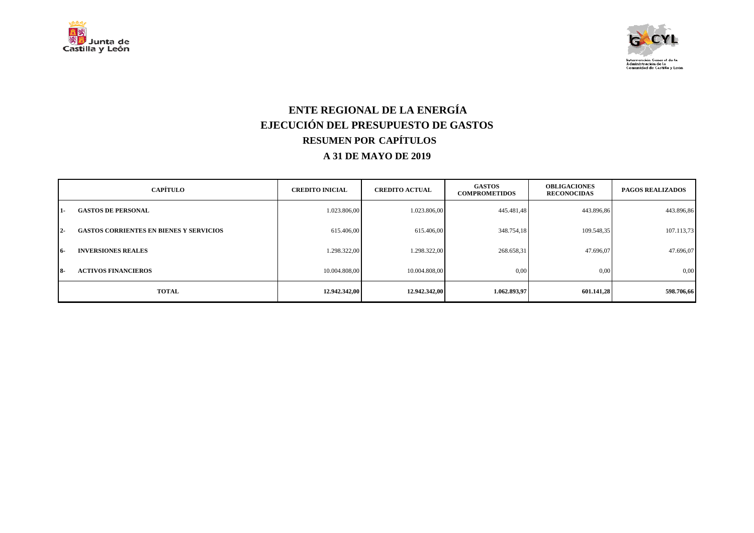# ENTE REGIONAL DE LA ENERGÍA
## EJECUCIÓN DEL PRESUPUESTO DE GASTOS
### RESUMEN POR CAPÍTULOS
### A 31 DE MAYO DE 2019

| CAPÍTULO | | CREDITO INICIAL | CREDITO ACTUAL | GASTOS COMPROMETIDOS | OBLIGACIONES RECONOCIDAS | PAGOS REALIZADOS |
|---|---|---|---|---|---|---|
| 1- | **GASTOS DE PERSONAL** | 1.023.806,00 | 1.023.806,00 | 445.481,48 | 443.896,86 | 443.896,86 |
| 2- | **GASTOS CORRIENTES EN BIENES Y SERVICIOS** | 615.406,00 | 615.406,00 | 348.754,18 | 109.548,35 | 107.113,73 |
| 6- | **INVERSIONES REALES** | 1.298.322,00 | 1.298.322,00 | 268.658,31 | 47.696,07 | 47.696,07 |
| 8- | **ACTIVOS FINANCIEROS** | 10.004.808,00 | 10.004.808,00 | 0,00 | 0,00 | 0,00 |
| **TOTAL** | | **12.942.342,00** | **12.942.342,00** | **1.062.893,97** | **601.141,28** | **598.706,66** |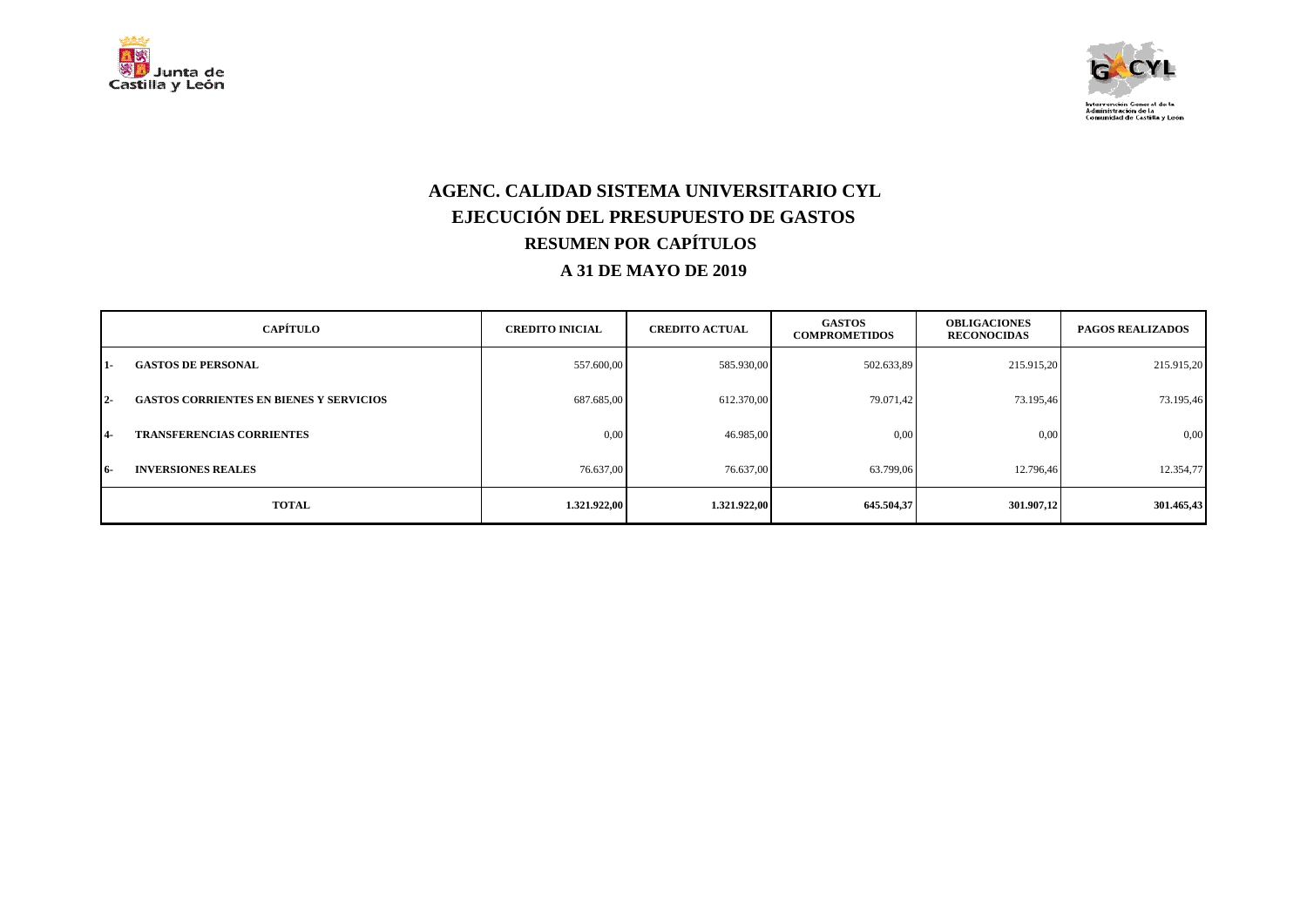# AGENC. CALIDAD SISTEMA UNIVERSITARIO CYL
## EJECUCIÓN DEL PRESUPUESTO DE GASTOS
## RESUMEN POR CAPÍTULOS
## A 31 DE MAYO DE 2019

| CAPÍTULO | | CREDITO INICIAL | CREDITO ACTUAL | GASTOS COMPROMETIDOS | OBLIGACIONES RECONOCIDAS | PAGOS REALIZADOS |
|---|---|---|---|---|---|---|
| 1- | GASTOS DE PERSONAL | 557.600,00 | 585.930,00 | 502.633,89 | 215.915,20 | 215.915,20 |
| 2- | GASTOS CORRIENTES EN BIENES Y SERVICIOS | 687.685,00 | 612.370,00 | 79.071,42 | 73.195,46 | 73.195,46 |
| 4- | TRANSFERENCIAS CORRIENTES | 0,00 | 46.985,00 | 0,00 | 0,00 | 0,00 |
| 6- | INVERSIONES REALES | 76.637,00 | 76.637,00 | 63.799,06 | 12.796,46 | 12.354,77 |
| **TOTAL** | | **1.321.922,00** | **1.321.922,00** | **645.504,37** | **301.907,12** | **301.465,43** |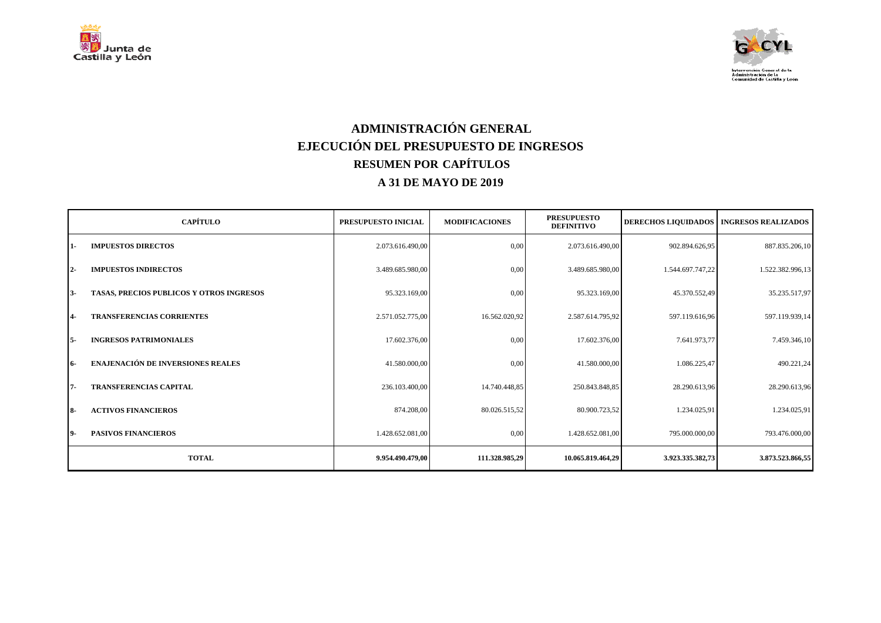# ADMINISTRACIÓN GENERAL

## EJECUCIÓN DEL PRESUPUESTO DE INGRESOS

## RESUMEN POR CAPÍTULOS

## A 31 DE MAYO DE 2019

| | CAPÍTULO | PRESUPUESTO INICIAL | MODIFICACIONES | PRESUPUESTO DEFINITIVO | DERECHOS LIQUIDADOS | INGRESOS REALIZADOS |
|---|---|---|---|---|---|---|
| 1- | IMPUESTOS DIRECTOS | 2.073.616.490,00 | 0,00 | 2.073.616.490,00 | 902.894.626,95 | 887.835.206,10 |
| 2- | IMPUESTOS INDIRECTOS | 3.489.685.980,00 | 0,00 | 3.489.685.980,00 | 1.544.697.747,22 | 1.522.382.996,13 |
| 3- | TASAS, PRECIOS PUBLICOS Y OTROS INGRESOS | 95.323.169,00 | 0,00 | 95.323.169,00 | 45.370.552,49 | 35.235.517,97 |
| 4- | TRANSFERENCIAS CORRIENTES | 2.571.052.775,00 | 16.562.020,92 | 2.587.614.795,92 | 597.119.616,96 | 597.119.939,14 |
| 5- | INGRESOS PATRIMONIALES | 17.602.376,00 | 0,00 | 17.602.376,00 | 7.641.973,77 | 7.459.346,10 |
| 6- | ENAJENACIÓN DE INVERSIONES REALES | 41.580.000,00 | 0,00 | 41.580.000,00 | 1.086.225,47 | 490.221,24 |
| 7- | TRANSFERENCIAS CAPITAL | 236.103.400,00 | 14.740.448,85 | 250.843.848,85 | 28.290.613,96 | 28.290.613,96 |
| 8- | ACTIVOS FINANCIEROS | 874.208,00 | 80.026.515,52 | 80.900.723,52 | 1.234.025,91 | 1.234.025,91 |
| 9- | PASIVOS FINANCIEROS | 1.428.652.081,00 | 0,00 | 1.428.652.081,00 | 795.000.000,00 | 793.476.000,00 |
| | **TOTAL** | **9.954.490.479,00** | **111.328.985,29** | **10.065.819.464,29** | **3.923.335.382,73** | **3.873.523.866,55** |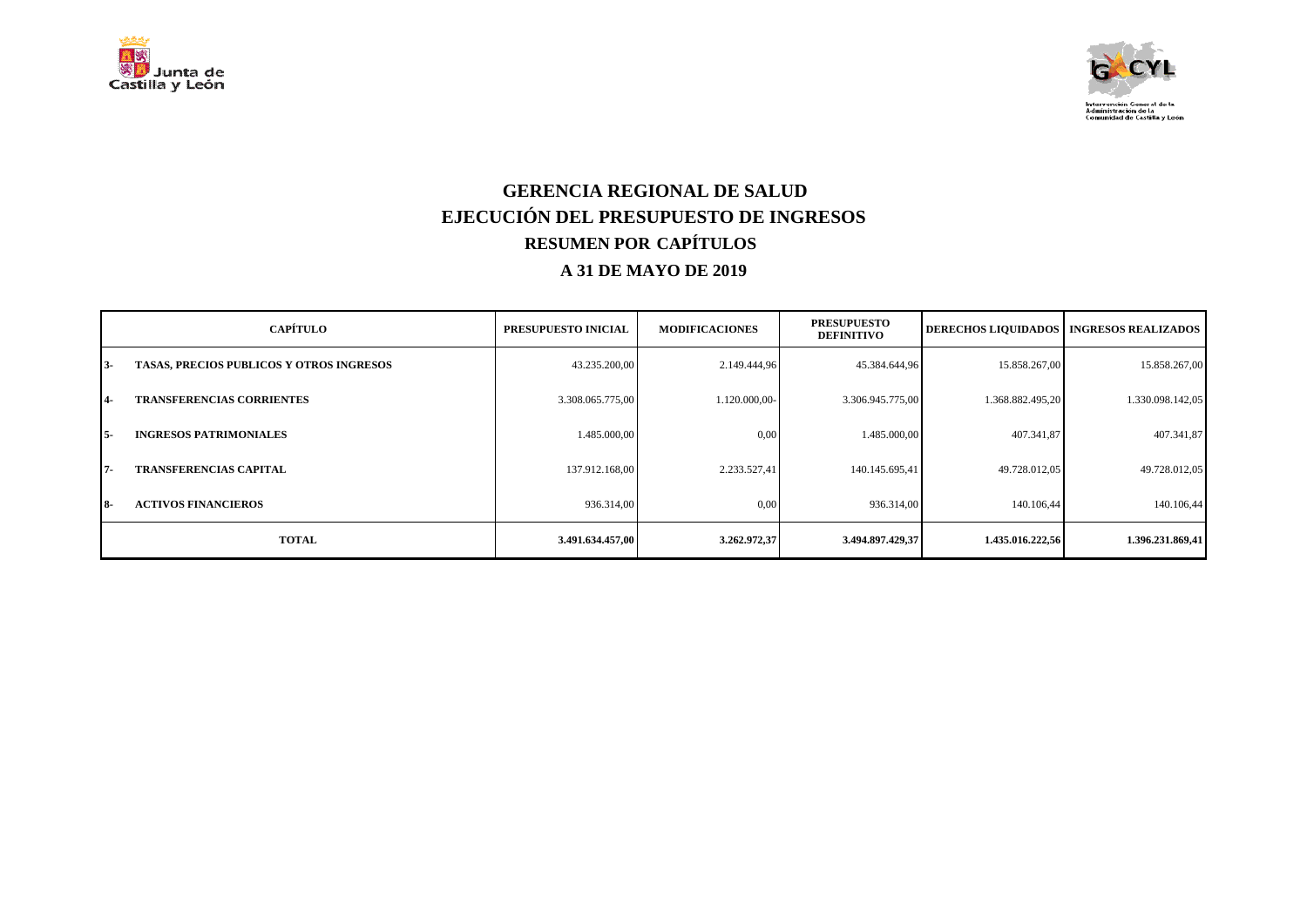# GERENCIA REGIONAL DE SALUD
## EJECUCIÓN DEL PRESUPUESTO DE INGRESOS
## RESUMEN POR CAPÍTULOS
## A 31 DE MAYO DE 2019

| CAPÍTULO | | PRESUPUESTO INICIAL | MODIFICACIONES | PRESUPUESTO DEFINITIVO | DERECHOS LIQUIDADOS | INGRESOS REALIZADOS |
|---|---|---|---|---|---|---|
| 3- | TASAS, PRECIOS PUBLICOS Y OTROS INGRESOS | 43.235.200,00 | 2.149.444,96 | 45.384.644,96 | 15.858.267,00 | 15.858.267,00 |
| 4- | TRANSFERENCIAS CORRIENTES | 3.308.065.775,00 | 1.120.000,00- | 3.306.945.775,00 | 1.368.882.495,20 | 1.330.098.142,05 |
| 5- | INGRESOS PATRIMONIALES | 1.485.000,00 | 0,00 | 1.485.000,00 | 407.341,87 | 407.341,87 |
| 7- | TRANSFERENCIAS CAPITAL | 137.912.168,00 | 2.233.527,41 | 140.145.695,41 | 49.728.012,05 | 49.728.012,05 |
| 8- | ACTIVOS FINANCIEROS | 936.314,00 | 0,00 | 936.314,00 | 140.106,44 | 140.106,44 |
| | **TOTAL** | **3.491.634.457,00** | **3.262.972,37** | **3.494.897.429,37** | **1.435.016.222,56** | **1.396.231.869,41** |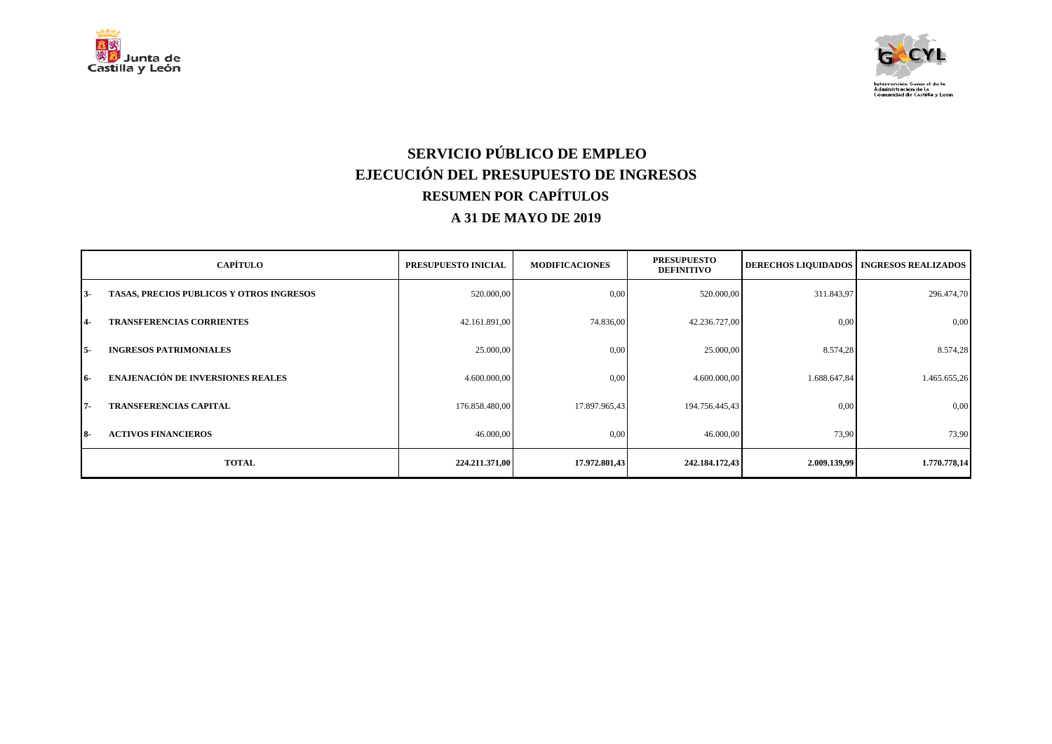# SERVICIO PÚBLICO DE EMPLEO

## EJECUCIÓN DEL PRESUPUESTO DE INGRESOS

### RESUMEN POR CAPÍTULOS

### A 31 DE MAYO DE 2019

| CAPÍTULO | | PRESUPUESTO INICIAL | MODIFICACIONES | PRESUPUESTO DEFINITIVO | DERECHOS LIQUIDADOS | INGRESOS REALIZADOS |
|---|---|---|---|---|---|---|
| 3- | TASAS, PRECIOS PUBLICOS Y OTROS INGRESOS | 520.000,00 | 0,00 | 520.000,00 | 311.843,97 | 296.474,70 |
| 4- | TRANSFERENCIAS CORRIENTES | 42.161.891,00 | 74.836,00 | 42.236.727,00 | 0,00 | 0,00 |
| 5- | INGRESOS PATRIMONIALES | 25.000,00 | 0,00 | 25.000,00 | 8.574,28 | 8.574,28 |
| 6- | ENAJENACIÓN DE INVERSIONES REALES | 4.600.000,00 | 0,00 | 4.600.000,00 | 1.688.647,84 | 1.465.655,26 |
| 7- | TRANSFERENCIAS CAPITAL | 176.858.480,00 | 17.897.965,43 | 194.756.445,43 | 0,00 | 0,00 |
| 8- | ACTIVOS FINANCIEROS | 46.000,00 | 0,00 | 46.000,00 | 73,90 | 73,90 |
| **TOTAL** | | **224.211.371,00** | **17.972.801,43** | **242.184.172,43** | **2.009.139,99** | **1.770.778,14** |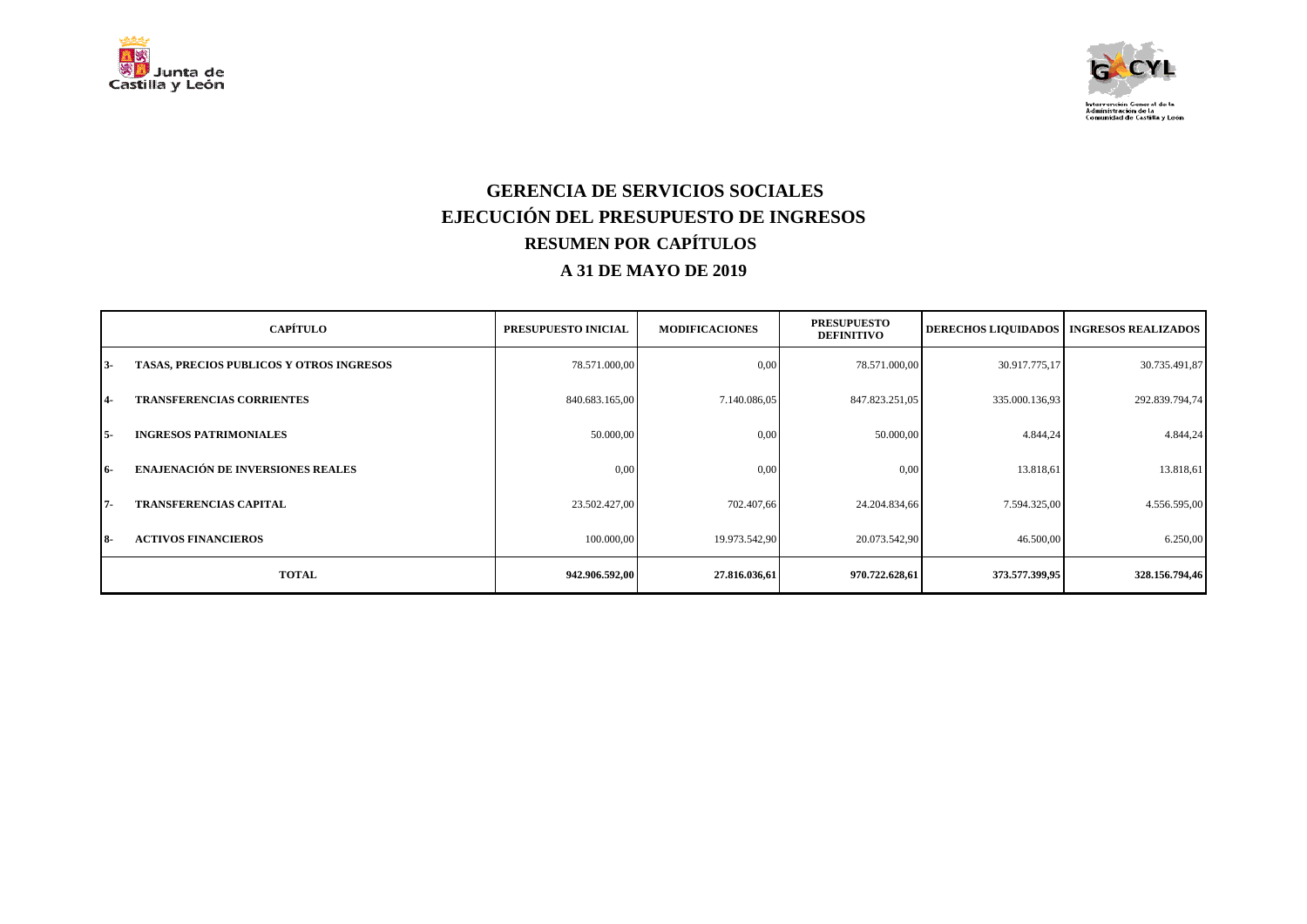# GERENCIA DE SERVICIOS SOCIALES
## EJECUCIÓN DEL PRESUPUESTO DE INGRESOS
### RESUMEN POR CAPÍTULOS
### A 31 DE MAYO DE 2019

| | CAPÍTULO | PRESUPUESTO INICIAL | MODIFICACIONES | PRESUPUESTO DEFINITIVO | DERECHOS LIQUIDADOS | INGRESOS REALIZADOS |
|---|---|---|---|---|---|---|
| 3- | TASAS, PRECIOS PUBLICOS Y OTROS INGRESOS | 78.571.000,00 | 0,00 | 78.571.000,00 | 30.917.775,17 | 30.735.491,87 |
| 4- | TRANSFERENCIAS CORRIENTES | 840.683.165,00 | 7.140.086,05 | 847.823.251,05 | 335.000.136,93 | 292.839.794,74 |
| 5- | INGRESOS PATRIMONIALES | 50.000,00 | 0,00 | 50.000,00 | 4.844,24 | 4.844,24 |
| 6- | ENAJENACIÓN DE INVERSIONES REALES | 0,00 | 0,00 | 0,00 | 13.818,61 | 13.818,61 |
| 7- | TRANSFERENCIAS CAPITAL | 23.502.427,00 | 702.407,66 | 24.204.834,66 | 7.594.325,00 | 4.556.595,00 |
| 8- | ACTIVOS FINANCIEROS | 100.000,00 | 19.973.542,90 | 20.073.542,90 | 46.500,00 | 6.250,00 |
| | **TOTAL** | **942.906.592,00** | **27.816.036,61** | **970.722.628,61** | **373.577.399,95** | **328.156.794,46** |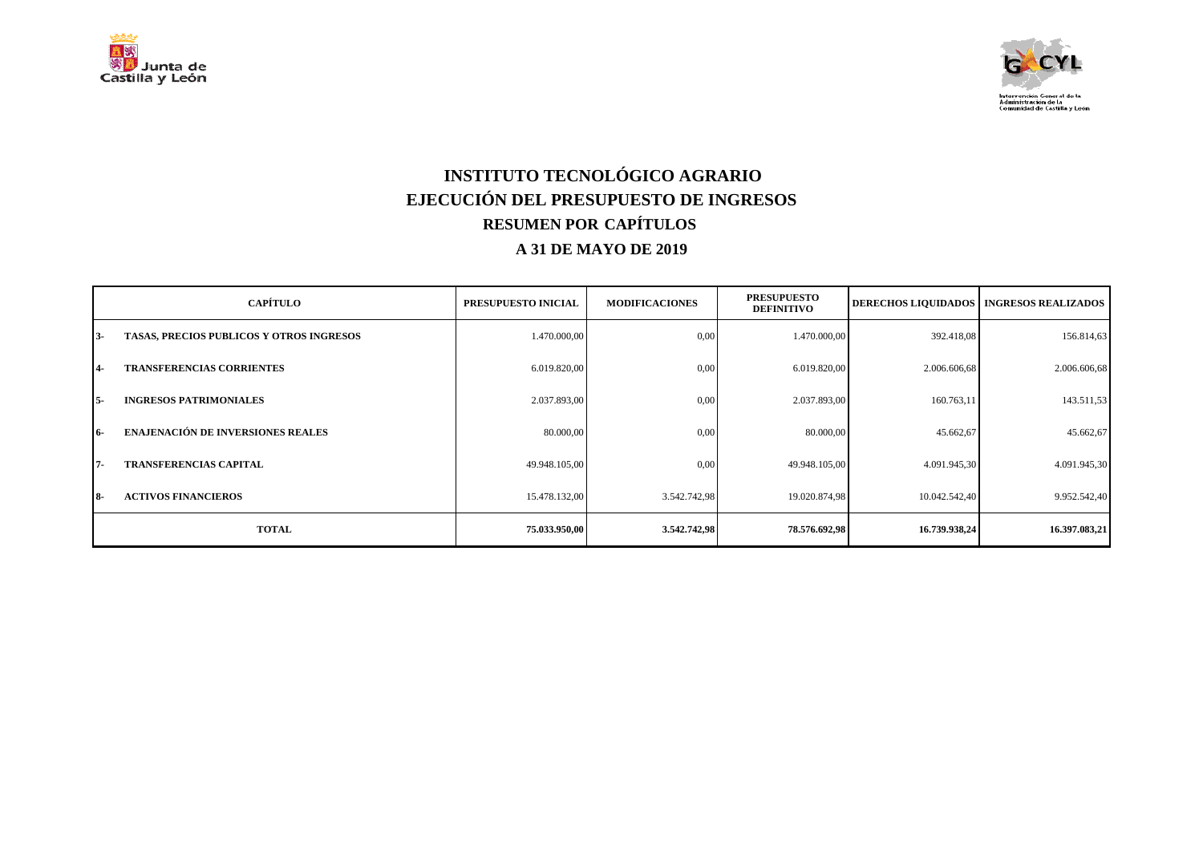# INSTITUTO TECNOLÓGICO AGRARIO

## EJECUCIÓN DEL PRESUPUESTO DE INGRESOS

### RESUMEN POR CAPÍTULOS

### A 31 DE MAYO DE 2019

| | CAPÍTULO | PRESUPUESTO INICIAL | MODIFICACIONES | PRESUPUESTO DEFINITIVO | DERECHOS LIQUIDADOS | INGRESOS REALIZADOS |
|---|---|---|---|---|---|---|
| 3- | TASAS, PRECIOS PUBLICOS Y OTROS INGRESOS | 1.470.000,00 | 0,00 | 1.470.000,00 | 392.418,08 | 156.814,63 |
| 4- | TRANSFERENCIAS CORRIENTES | 6.019.820,00 | 0,00 | 6.019.820,00 | 2.006.606,68 | 2.006.606,68 |
| 5- | INGRESOS PATRIMONIALES | 2.037.893,00 | 0,00 | 2.037.893,00 | 160.763,11 | 143.511,53 |
| 6- | ENAJENACIÓN DE INVERSIONES REALES | 80.000,00 | 0,00 | 80.000,00 | 45.662,67 | 45.662,67 |
| 7- | TRANSFERENCIAS CAPITAL | 49.948.105,00 | 0,00 | 49.948.105,00 | 4.091.945,30 | 4.091.945,30 |
| 8- | ACTIVOS FINANCIEROS | 15.478.132,00 | 3.542.742,98 | 19.020.874,98 | 10.042.542,40 | 9.952.542,40 |
| | **TOTAL** | **75.033.950,00** | **3.542.742,98** | **78.576.692,98** | **16.739.938,24** | **16.397.083,21** |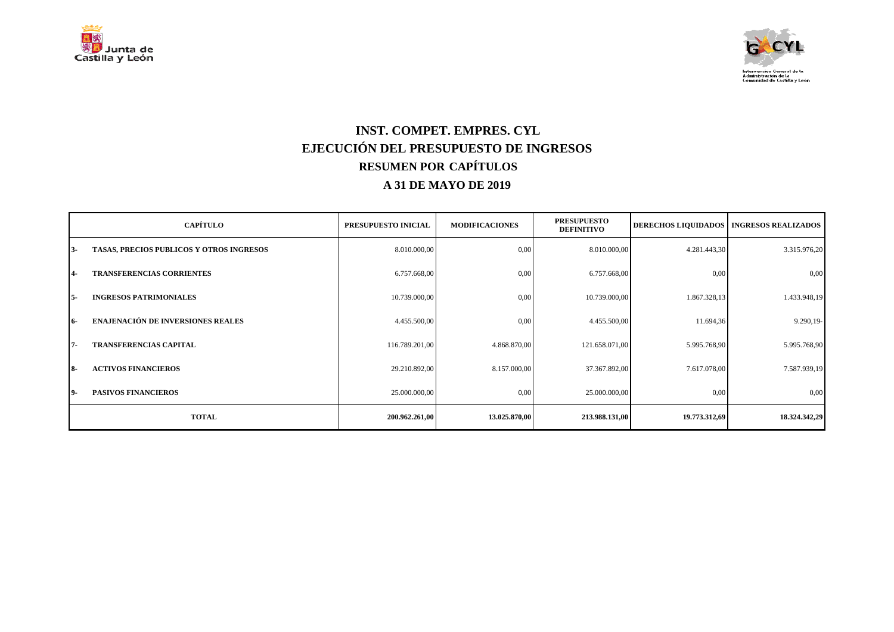# INST. COMPET. EMPRES. CYL

## EJECUCIÓN DEL PRESUPUESTO DE INGRESOS

## RESUMEN POR CAPÍTULOS

## A 31 DE MAYO DE 2019

| CAPÍTULO | | PRESUPUESTO INICIAL | MODIFICACIONES | PRESUPUESTO DEFINITIVO | DERECHOS LIQUIDADOS | INGRESOS REALIZADOS |
|---|---|---|---|---|---|---|
| 3- | TASAS, PRECIOS PUBLICOS Y OTROS INGRESOS | 8.010.000,00 | 0,00 | 8.010.000,00 | 4.281.443,30 | 3.315.976,20 |
| 4- | TRANSFERENCIAS CORRIENTES | 6.757.668,00 | 0,00 | 6.757.668,00 | 0,00 | 0,00 |
| 5- | INGRESOS PATRIMONIALES | 10.739.000,00 | 0,00 | 10.739.000,00 | 1.867.328,13 | 1.433.948,19 |
| 6- | ENAJENACIÓN DE INVERSIONES REALES | 4.455.500,00 | 0,00 | 4.455.500,00 | 11.694,36 | 9.290,19- |
| 7- | TRANSFERENCIAS CAPITAL | 116.789.201,00 | 4.868.870,00 | 121.658.071,00 | 5.995.768,90 | 5.995.768,90 |
| 8- | ACTIVOS FINANCIEROS | 29.210.892,00 | 8.157.000,00 | 37.367.892,00 | 7.617.078,00 | 7.587.939,19 |
| 9- | PASIVOS FINANCIEROS | 25.000.000,00 | 0,00 | 25.000.000,00 | 0,00 | 0,00 |
| **TOTAL** | | **200.962.261,00** | **13.025.870,00** | **213.988.131,00** | **19.773.312,69** | **18.324.342,29** |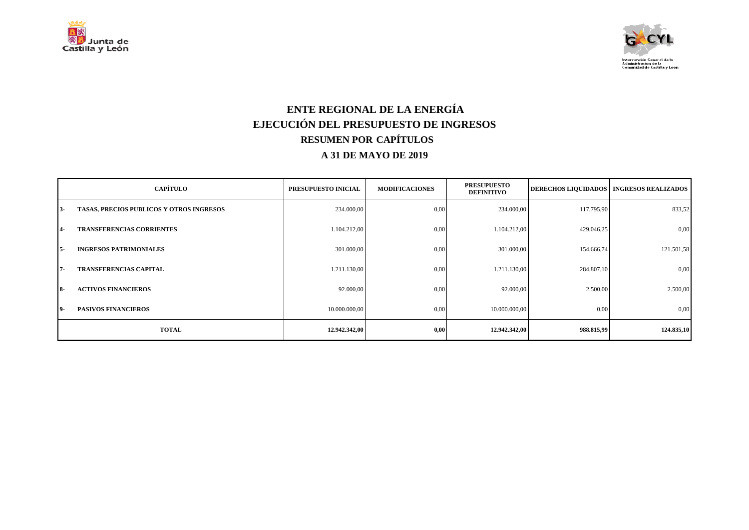# ENTE REGIONAL DE LA ENERGÍA

## EJECUCIÓN DEL PRESUPUESTO DE INGRESOS

### RESUMEN POR CAPÍTULOS

### A 31 DE MAYO DE 2019

| CAPÍTULO | | PRESUPUESTO INICIAL | MODIFICACIONES | PRESUPUESTO DEFINITIVO | DERECHOS LIQUIDADOS | INGRESOS REALIZADOS |
|---|---|---|---|---|---|---|
| 3- | TASAS, PRECIOS PUBLICOS Y OTROS INGRESOS | 234.000,00 | 0,00 | 234.000,00 | 117.795,90 | 833,52 |
| 4- | TRANSFERENCIAS CORRIENTES | 1.104.212,00 | 0,00 | 1.104.212,00 | 429.046,25 | 0,00 |
| 5- | INGRESOS PATRIMONIALES | 301.000,00 | 0,00 | 301.000,00 | 154.666,74 | 121.501,58 |
| 7- | TRANSFERENCIAS CAPITAL | 1.211.130,00 | 0,00 | 1.211.130,00 | 284.807,10 | 0,00 |
| 8- | ACTIVOS FINANCIEROS | 92.000,00 | 0,00 | 92.000,00 | 2.500,00 | 2.500,00 |
| 9- | PASIVOS FINANCIEROS | 10.000.000,00 | 0,00 | 10.000.000,00 | 0,00 | 0,00 |
| **TOTAL** | | **12.942.342,00** | **0,00** | **12.942.342,00** | **988.815,99** | **124.835,10** |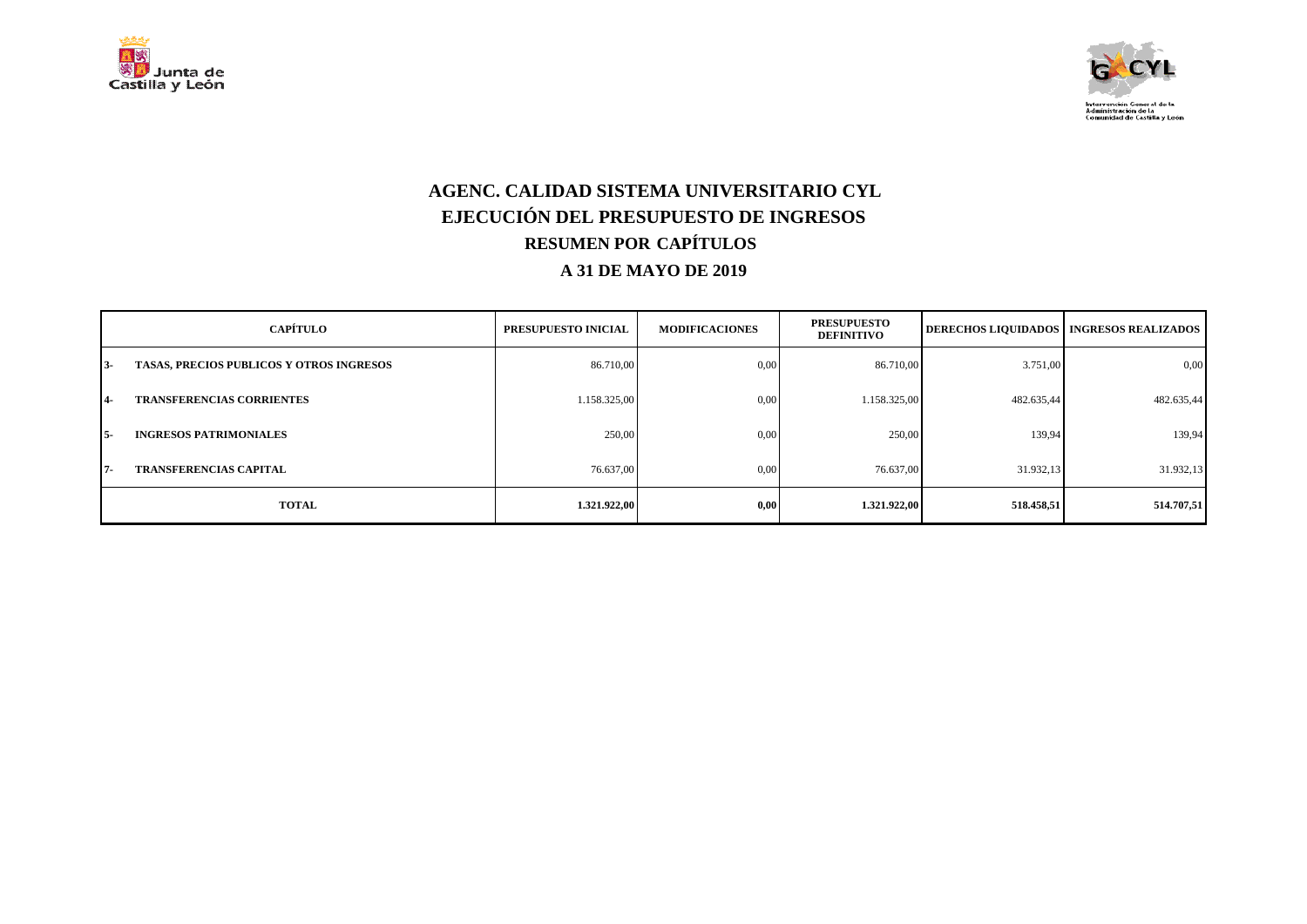# AGENC. CALIDAD SISTEMA UNIVERSITARIO CYL

## EJECUCIÓN DEL PRESUPUESTO DE INGRESOS

## RESUMEN POR CAPÍTULOS

## A 31 DE MAYO DE 2019

| CAPÍTULO | | PRESUPUESTO INICIAL | MODIFICACIONES | PRESUPUESTO DEFINITIVO | DERECHOS LIQUIDADOS | INGRESOS REALIZADOS |
|---|---|---|---|---|---|---|
| 3- | TASAS, PRECIOS PUBLICOS Y OTROS INGRESOS | 86.710,00 | 0,00 | 86.710,00 | 3.751,00 | 0,00 |
| 4- | TRANSFERENCIAS CORRIENTES | 1.158.325,00 | 0,00 | 1.158.325,00 | 482.635,44 | 482.635,44 |
| 5- | INGRESOS PATRIMONIALES | 250,00 | 0,00 | 250,00 | 139,94 | 139,94 |
| 7- | TRANSFERENCIAS CAPITAL | 76.637,00 | 0,00 | 76.637,00 | 31.932,13 | 31.932,13 |
| **TOTAL** | | **1.321.922,00** | **0,00** | **1.321.922,00** | **518.458,51** | **514.707,51** |